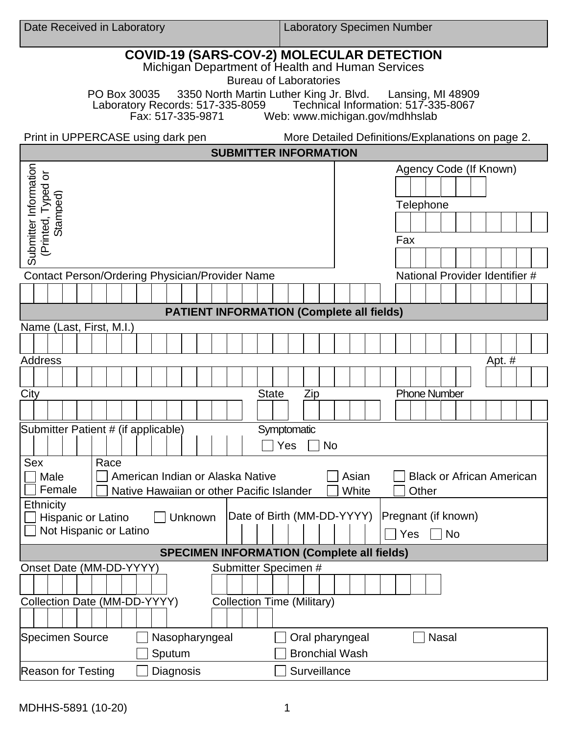| Date Received in Laboratory | Laboratory Specimen Number |
|---|---|
| | |

# COVID-19 (SARS-COV-2) MOLECULAR DETECTION

Michigan Department of Health and Human Services

Bureau of Laboratories

PO Box 30035 3350 North Martin Luther King Jr. Blvd. Lansing, MI 48909
Laboratory Records: 517-335-8059 Technical Information: 517-335-8067
Fax: 517-335-9871 Web: www.michigan.gov/mdhhslab

Print in UPPERCASE using dark pen More Detailed Definitions/Explanations on page 2.

## SUBMITTER INFORMATION

Submitter Information (Printed, Typed or Stamped)

Agency Code (If Known)

Telephone

Fax

Contact Person/Ordering Physician/Provider Name

National Provider Identifier #

## PATIENT INFORMATION (Complete all fields)

Name (Last, First, M.I.)

Address

Apt. #

City

State

Zip

Phone Number

Submitter Patient # (if applicable)

Symptomatic
- ☐ Yes
- ☐ No

Sex
- ☐ Male
- ☐ Female

Race
- ☐ American Indian or Alaska Native
- ☐ Asian
- ☐ Black or African American
- ☐ Native Hawaiian or other Pacific Islander
- ☐ White
- ☐ Other

Ethnicity
- ☐ Hispanic or Latino
- ☐ Unknown
- ☐ Not Hispanic or Latino

Date of Birth (MM-DD-YYYY)

Pregnant (if known)
- ☐ Yes
- ☐ No

## SPECIMEN INFORMATION (Complete all fields)

Onset Date (MM-DD-YYYY)

Submitter Specimen #

Collection Date (MM-DD-YYYY)

Collection Time (Military)

Specimen Source
- ☐ Nasopharyngeal
- ☐ Oral pharyngeal
- ☐ Nasal
- ☐ Sputum
- ☐ Bronchial Wash

Reason for Testing
- ☐ Diagnosis
- ☐ Surveillance

MDHHS-5891 (10-20)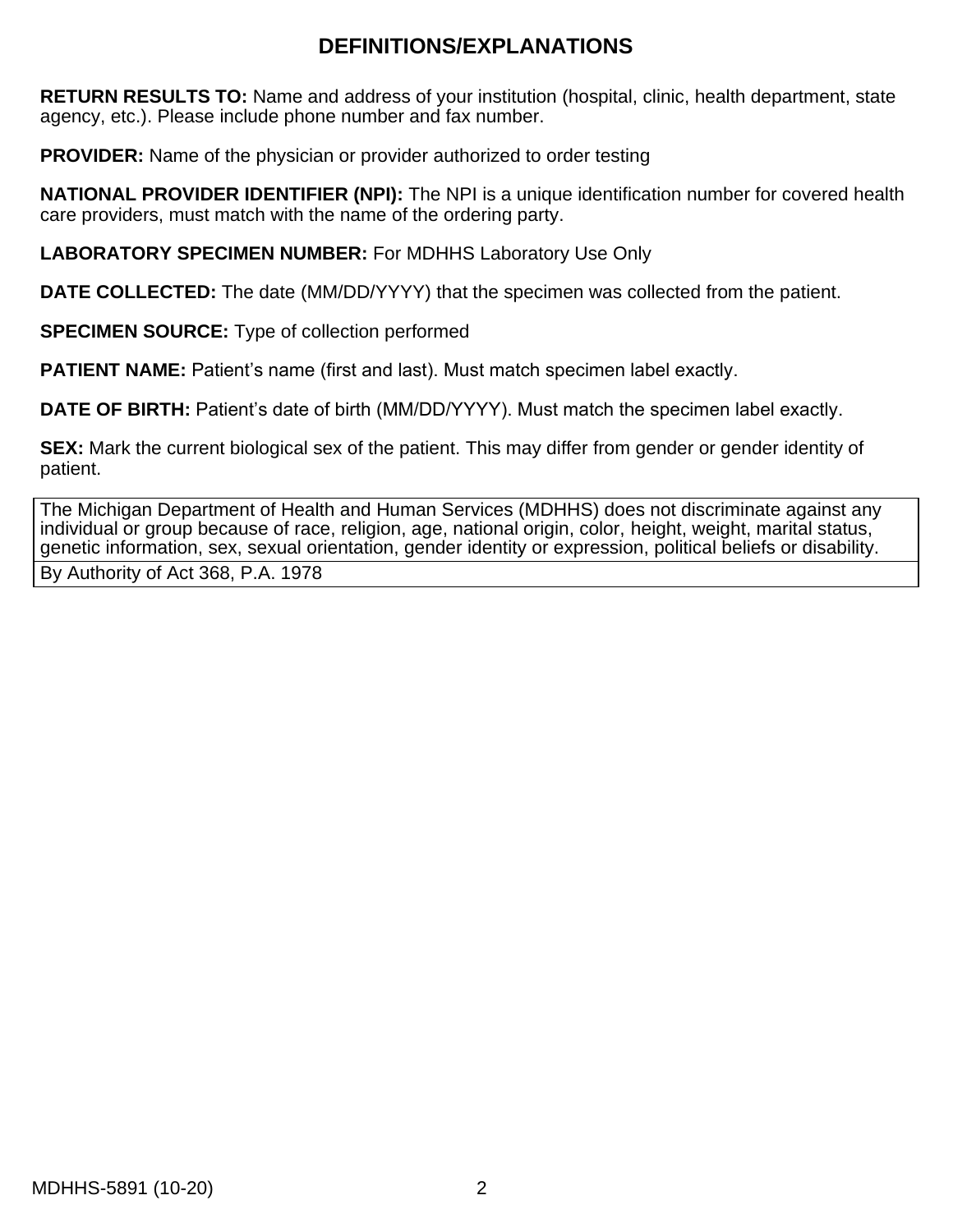# DEFINITIONS/EXPLANATIONS

**RETURN RESULTS TO:** Name and address of your institution (hospital, clinic, health department, state agency, etc.). Please include phone number and fax number.

**PROVIDER:** Name of the physician or provider authorized to order testing

**NATIONAL PROVIDER IDENTIFIER (NPI):** The NPI is a unique identification number for covered health care providers, must match with the name of the ordering party.

**LABORATORY SPECIMEN NUMBER:** For MDHHS Laboratory Use Only

**DATE COLLECTED:** The date (MM/DD/YYYY) that the specimen was collected from the patient.

**SPECIMEN SOURCE:** Type of collection performed

**PATIENT NAME:** Patient's name (first and last). Must match specimen label exactly.

**DATE OF BIRTH:** Patient's date of birth (MM/DD/YYYY). Must match the specimen label exactly.

**SEX:** Mark the current biological sex of the patient. This may differ from gender or gender identity of patient.

| |
|---|
| The Michigan Department of Health and Human Services (MDHHS) does not discriminate against any individual or group because of race, religion, age, national origin, color, height, weight, marital status, genetic information, sex, sexual orientation, gender identity or expression, political beliefs or disability. |
| By Authority of Act 368, P.A. 1978 |

MDHHS-5891 (10-20)